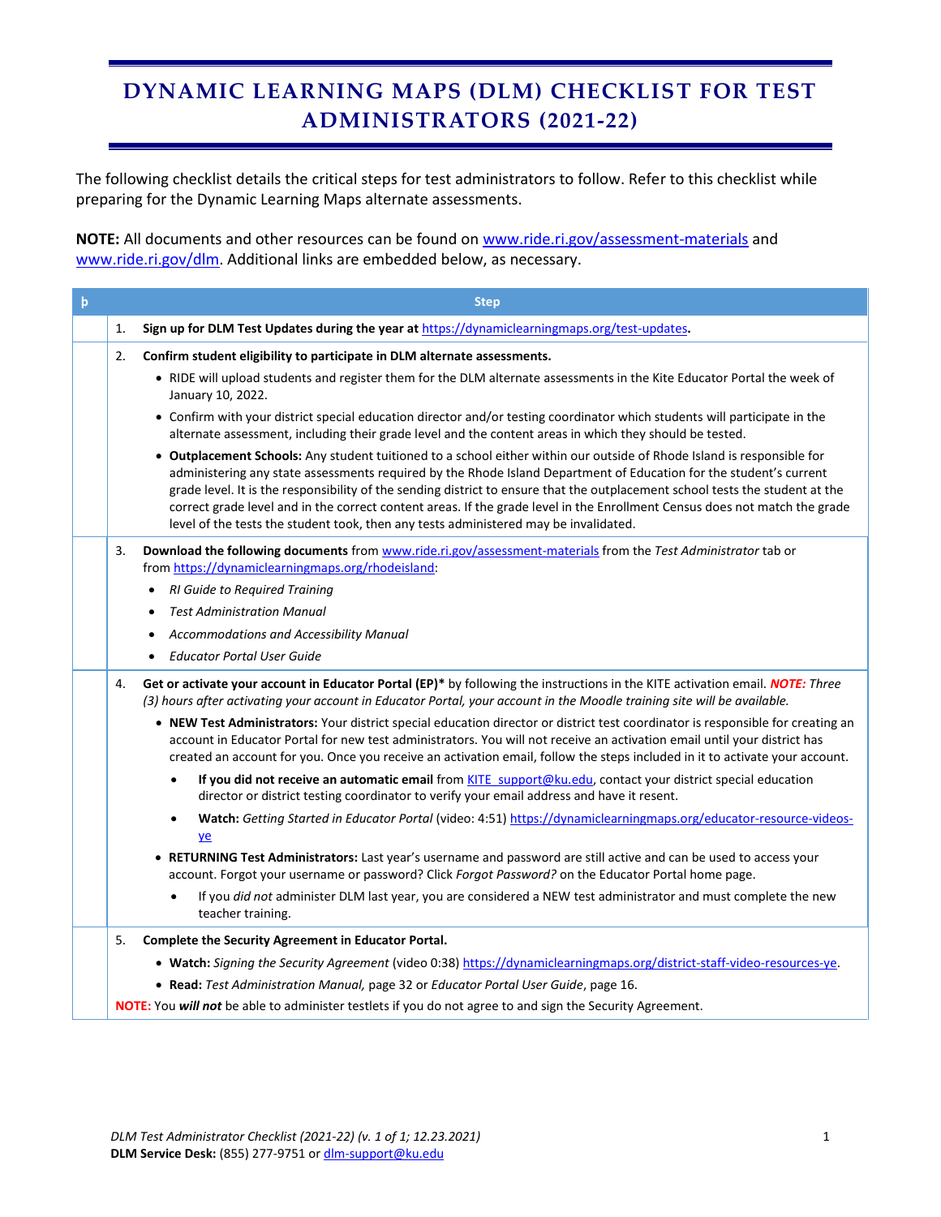# DYNAMIC LEARNING MAPS (DLM) CHECKLIST FOR TEST ADMINISTRATORS (2021-22)

The following checklist details the critical steps for test administrators to follow. Refer to this checklist while preparing for the Dynamic Learning Maps alternate assessments.

**NOTE:** All documents and other resources can be found on www.ride.ri.gov/assessment-materials and www.ride.ri.gov/dlm. Additional links are embedded below, as necessary.

| þ | Step |
|---|---|
| | 1. **Sign up for DLM Test Updates during the year at** https://dynamiclearningmaps.org/test-updates**.** |
| | 2. **Confirm student eligibility to participate in DLM alternate assessments.**<br>• RIDE will upload students and register them for the DLM alternate assessments in the Kite Educator Portal the week of January 10, 2022.<br>• Confirm with your district special education director and/or testing coordinator which students will participate in the alternate assessment, including their grade level and the content areas in which they should be tested.<br>• **Outplacement Schools:** Any student tuitioned to a school either within our outside of Rhode Island is responsible for administering any state assessments required by the Rhode Island Department of Education for the student's current grade level. It is the responsibility of the sending district to ensure that the outplacement school tests the student at the correct grade level and in the correct content areas. If the grade level in the Enrollment Census does not match the grade level of the tests the student took, then any tests administered may be invalidated. |
| | 3. **Download the following documents** from www.ride.ri.gov/assessment-materials from the *Test Administrator* tab or from https://dynamiclearningmaps.org/rhodeisland:<br>• *RI Guide to Required Training*<br>• *Test Administration Manual*<br>• *Accommodations and Accessibility Manual*<br>• *Educator Portal User Guide* |
| | 4. **Get or activate your account in Educator Portal (EP)*** by following the instructions in the KITE activation email. ***NOTE:*** *Three (3) hours after activating your account in Educator Portal, your account in the Moodle training site will be available.*<br>• **NEW Test Administrators:** Your district special education director or district test coordinator is responsible for creating an account in Educator Portal for new test administrators. You will not receive an activation email until your district has created an account for you. Once you receive an activation email, follow the steps included in it to activate your account.<br>&nbsp;&nbsp;• **If you did not receive an automatic email** from KITE_support@ku.edu, contact your district special education director or district testing coordinator to verify your email address and have it resent.<br>&nbsp;&nbsp;• **Watch:** *Getting Started in Educator Portal* (video: 4:51) https://dynamiclearningmaps.org/educator-resource-videos-ye<br>• **RETURNING Test Administrators:** Last year's username and password are still active and can be used to access your account. Forgot your username or password? Click *Forgot Password?* on the Educator Portal home page.<br>&nbsp;&nbsp;• If you *did not* administer DLM last year, you are considered a NEW test administrator and must complete the new teacher training. |
| | 5. **Complete the Security Agreement in Educator Portal.**<br>• **Watch:** *Signing the Security Agreement* (video 0:38) https://dynamiclearningmaps.org/district-staff-video-resources-ye.<br>• **Read:** *Test Administration Manual,* page 32 or *Educator Portal User Guide*, page 16.<br>**NOTE:** You ***will not*** be able to administer testlets if you do not agree to and sign the Security Agreement. |

*DLM Test Administrator Checklist (2021-22) (v. 1 of 1; 12.23.2021)*
**DLM Service Desk:** (855) 277-9751 or dlm-support@ku.edu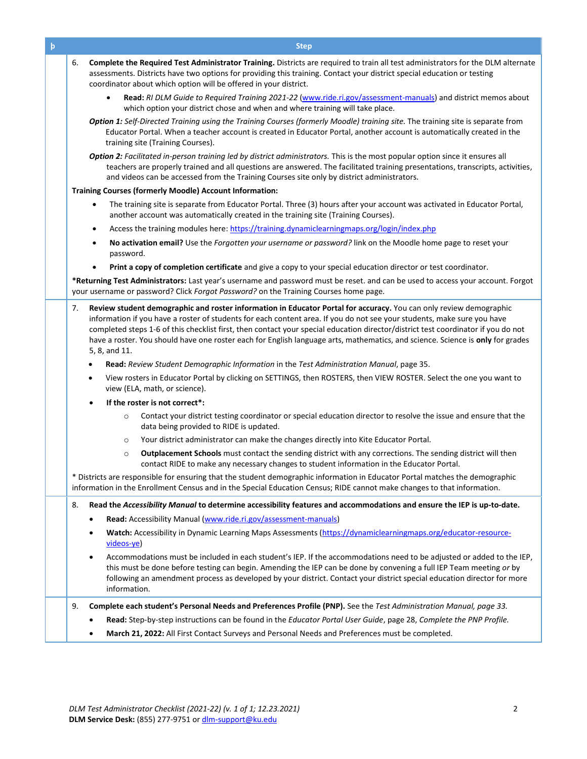| þ | Step |
|---|---|
| | 6. **Complete the Required Test Administrator Training.** Districts are required to train all test administrators for the DLM alternate assessments. Districts have two options for providing this training. Contact your district special education or testing coordinator about which option will be offered in your district.<br>• **Read:** *RI DLM Guide to Required Training 2021-22* (www.ride.ri.gov/assessment-manuals) and district memos about which option your district chose and when and where training will take place.<br>***Option 1:*** *Self-Directed Training using the Training Courses (formerly Moodle) training site.* The training site is separate from Educator Portal. When a teacher account is created in Educator Portal, another account is automatically created in the training site (Training Courses).<br>***Option 2:*** *Facilitated in-person training led by district administrators.* This is the most popular option since it ensures all teachers are properly trained and all questions are answered. The facilitated training presentations, transcripts, activities, and videos can be accessed from the Training Courses site only by district administrators.<br>**Training Courses (formerly Moodle) Account Information:**<br>• The training site is separate from Educator Portal. Three (3) hours after your account was activated in Educator Portal, another account was automatically created in the training site (Training Courses).<br>• Access the training modules here: https://training.dynamiclearningmaps.org/login/index.php<br>• **No activation email?** Use the *Forgotten your username or password?* link on the Moodle home page to reset your password.<br>• **Print a copy of completion certificate** and give a copy to your special education director or test coordinator.<br>**\*Returning Test Administrators:** Last year's username and password must be reset. and can be used to access your account. Forgot your username or password? Click *Forgot Password?* on the Training Courses home page. |
| | 7. **Review student demographic and roster information in Educator Portal for accuracy.** You can only review demographic information if you have a roster of students for each content area. If you do not see your students, make sure you have completed steps 1-6 of this checklist first, then contact your special education director/district test coordinator if you do not have a roster. You should have one roster each for English language arts, mathematics, and science. Science is **only** for grades 5, 8, and 11.<br>• **Read:** *Review Student Demographic Information* in the *Test Administration Manual*, page 35.<br>• View rosters in Educator Portal by clicking on SETTINGS, then ROSTERS, then VIEW ROSTER. Select the one you want to view (ELA, math, or science).<br>• **If the roster is not correct\*:**<br>&nbsp;&nbsp;&nbsp;&nbsp;○ Contact your district testing coordinator or special education director to resolve the issue and ensure that the data being provided to RIDE is updated.<br>&nbsp;&nbsp;&nbsp;&nbsp;○ Your district administrator can make the changes directly into Kite Educator Portal.<br>&nbsp;&nbsp;&nbsp;&nbsp;○ **Outplacement Schools** must contact the sending district with any corrections. The sending district will then contact RIDE to make any necessary changes to student information in the Educator Portal.<br>\* Districts are responsible for ensuring that the student demographic information in Educator Portal matches the demographic information in the Enrollment Census and in the Special Education Census; RIDE cannot make changes to that information. |
| | 8. **Read the *Accessibility Manual* to determine accessibility features and accommodations and ensure the IEP is up-to-date.**<br>• **Read:** Accessibility Manual (www.ride.ri.gov/assessment-manuals)<br>• **Watch:** Accessibility in Dynamic Learning Maps Assessments (https://dynamiclearningmaps.org/educator-resource-videos-ye)<br>• Accommodations must be included in each student's IEP. If the accommodations need to be adjusted or added to the IEP, this must be done before testing can begin. Amending the IEP can be done by convening a full IEP Team meeting *or* by following an amendment process as developed by your district. Contact your district special education director for more information. |
| | 9. **Complete each student's Personal Needs and Preferences Profile (PNP).** See the *Test Administration Manual, page 33.*<br>• **Read:** Step-by-step instructions can be found in the *Educator Portal User Guide*, page 28, *Complete the PNP Profile.*<br>• **March 21, 2022:** All First Contact Surveys and Personal Needs and Preferences must be completed. |

*DLM Test Administrator Checklist (2021-22) (v. 1 of 1; 12.23.2021)*
**DLM Service Desk:** (855) 277-9751 or dlm-support@ku.edu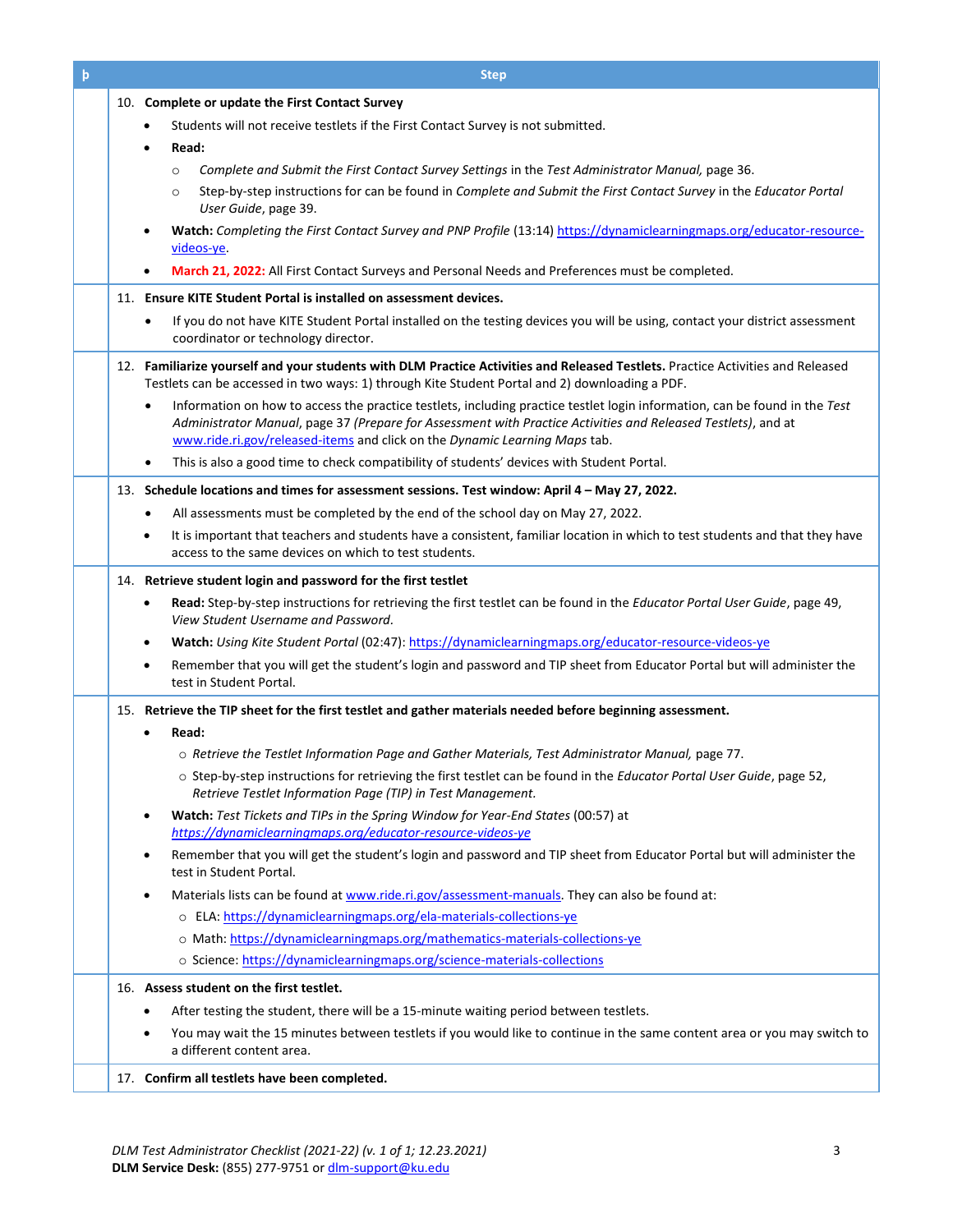| þ | Step |
|---|---|
| | 10. **Complete or update the First Contact Survey**<br>• Students will not receive testlets if the First Contact Survey is not submitted.<br>• **Read:**<br>  ○ *Complete and Submit the First Contact Survey Settings* in the *Test Administrator Manual,* page 36.<br>  ○ Step-by-step instructions for can be found in *Complete and Submit the First Contact Survey* in the *Educator Portal User Guide*, page 39.<br>• **Watch:** *Completing the First Contact Survey and PNP Profile* (13:14) [https://dynamiclearningmaps.org/educator-resource-videos-ye](https://dynamiclearningmaps.org/educator-resource-videos-ye).<br>• **March 21, 2022:** All First Contact Surveys and Personal Needs and Preferences must be completed. |
| | 11. **Ensure KITE Student Portal is installed on assessment devices.**<br>• If you do not have KITE Student Portal installed on the testing devices you will be using, contact your district assessment coordinator or technology director. |
| | 12. **Familiarize yourself and your students with DLM Practice Activities and Released Testlets.** Practice Activities and Released Testlets can be accessed in two ways: 1) through Kite Student Portal and 2) downloading a PDF.<br>• Information on how to access the practice testlets, including practice testlet login information, can be found in the *Test Administrator Manual*, page 37 *(Prepare for Assessment with Practice Activities and Released Testlets)*, and at [www.ride.ri.gov/released-items](http://www.ride.ri.gov/released-items) and click on the *Dynamic Learning Maps* tab.<br>• This is also a good time to check compatibility of students' devices with Student Portal. |
| | 13. **Schedule locations and times for assessment sessions. Test window: April 4 – May 27, 2022.**<br>• All assessments must be completed by the end of the school day on May 27, 2022.<br>• It is important that teachers and students have a consistent, familiar location in which to test students and that they have access to the same devices on which to test students. |
| | 14. **Retrieve student login and password for the first testlet**<br>• **Read:** Step-by-step instructions for retrieving the first testlet can be found in the *Educator Portal User Guide*, page 49, *View Student Username and Password.*<br>• **Watch:** *Using Kite Student Portal* (02:47): [https://dynamiclearningmaps.org/educator-resource-videos-ye](https://dynamiclearningmaps.org/educator-resource-videos-ye)<br>• Remember that you will get the student's login and password and TIP sheet from Educator Portal but will administer the test in Student Portal. |
| | 15. **Retrieve the TIP sheet for the first testlet and gather materials needed before beginning assessment.**<br>• **Read:**<br>  ○ *Retrieve the Testlet Information Page and Gather Materials, Test Administrator Manual,* page 77.<br>  ○ Step-by-step instructions for retrieving the first testlet can be found in the *Educator Portal User Guide*, page 52, *Retrieve Testlet Information Page (TIP) in Test Management.*<br>• **Watch:** *Test Tickets and TIPs in the Spring Window for Year-End States* (00:57) at *[https://dynamiclearningmaps.org/educator-resource-videos-ye](https://dynamiclearningmaps.org/educator-resource-videos-ye)*<br>• Remember that you will get the student's login and password and TIP sheet from Educator Portal but will administer the test in Student Portal.<br>• Materials lists can be found at [www.ride.ri.gov/assessment-manuals](http://www.ride.ri.gov/assessment-manuals). They can also be found at:<br>  ○ ELA: [https://dynamiclearningmaps.org/ela-materials-collections-ye](https://dynamiclearningmaps.org/ela-materials-collections-ye)<br>  ○ Math: [https://dynamiclearningmaps.org/mathematics-materials-collections-ye](https://dynamiclearningmaps.org/mathematics-materials-collections-ye)<br>  ○ Science: [https://dynamiclearningmaps.org/science-materials-collections](https://dynamiclearningmaps.org/science-materials-collections) |
| | 16. **Assess student on the first testlet.**<br>• After testing the student, there will be a 15-minute waiting period between testlets.<br>• You may wait the 15 minutes between testlets if you would like to continue in the same content area or you may switch to a different content area. |
| | 17. **Confirm all testlets have been completed.** |

*DLM Test Administrator Checklist (2021-22) (v. 1 of 1; 12.23.2021)*
**DLM Service Desk:** (855) 277-9751 or [dlm-support@ku.edu](mailto:dlm-support@ku.edu)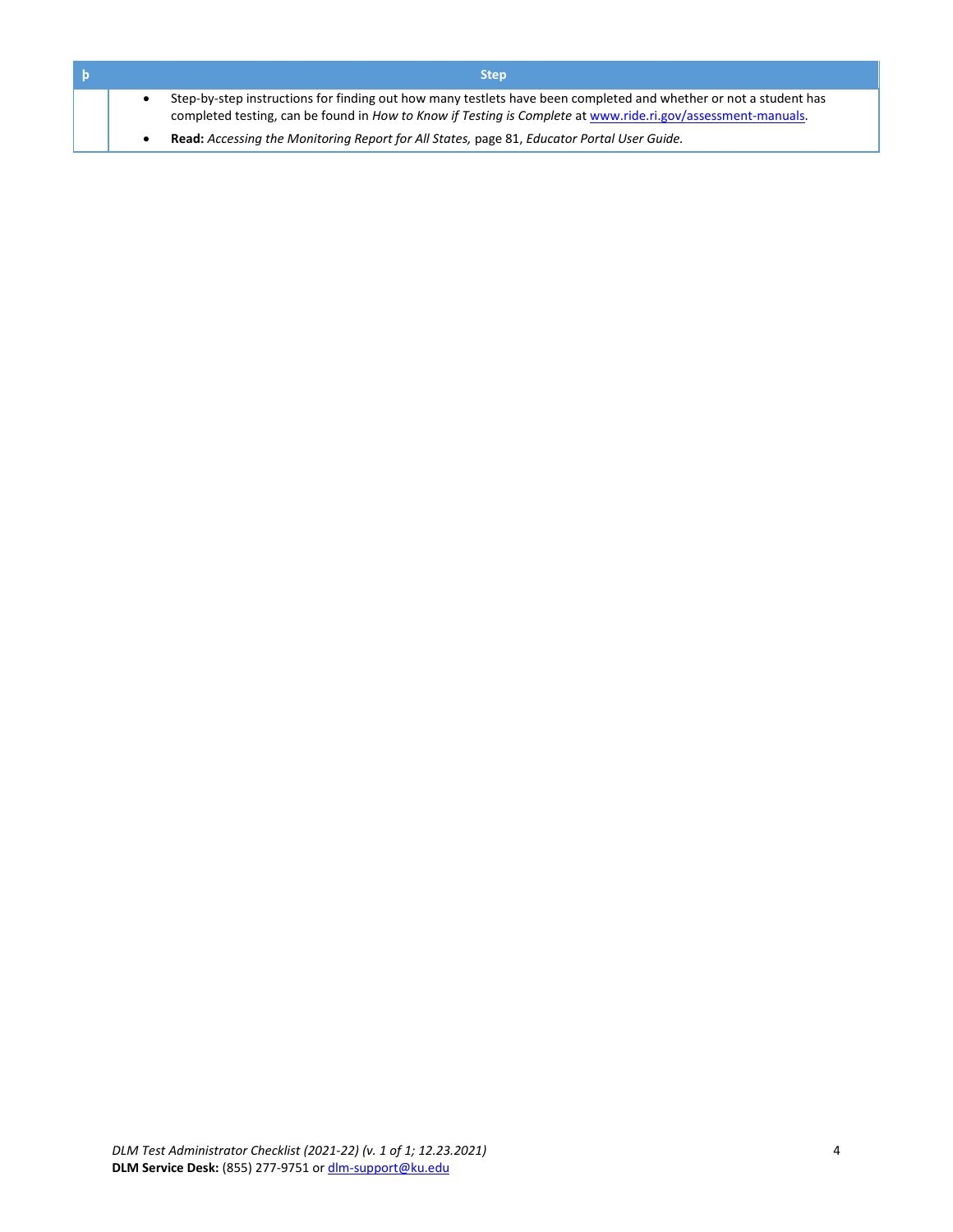| þ | Step |
| --- | --- |
| | • Step-by-step instructions for finding out how many testlets have been completed and whether or not a student has completed testing, can be found in *How to Know if Testing is Complete* at [www.ride.ri.gov/assessment-manuals](http://www.ride.ri.gov/assessment-manuals).<br>• **Read:** *Accessing the Monitoring Report for All States,* page 81, *Educator Portal User Guide.* |